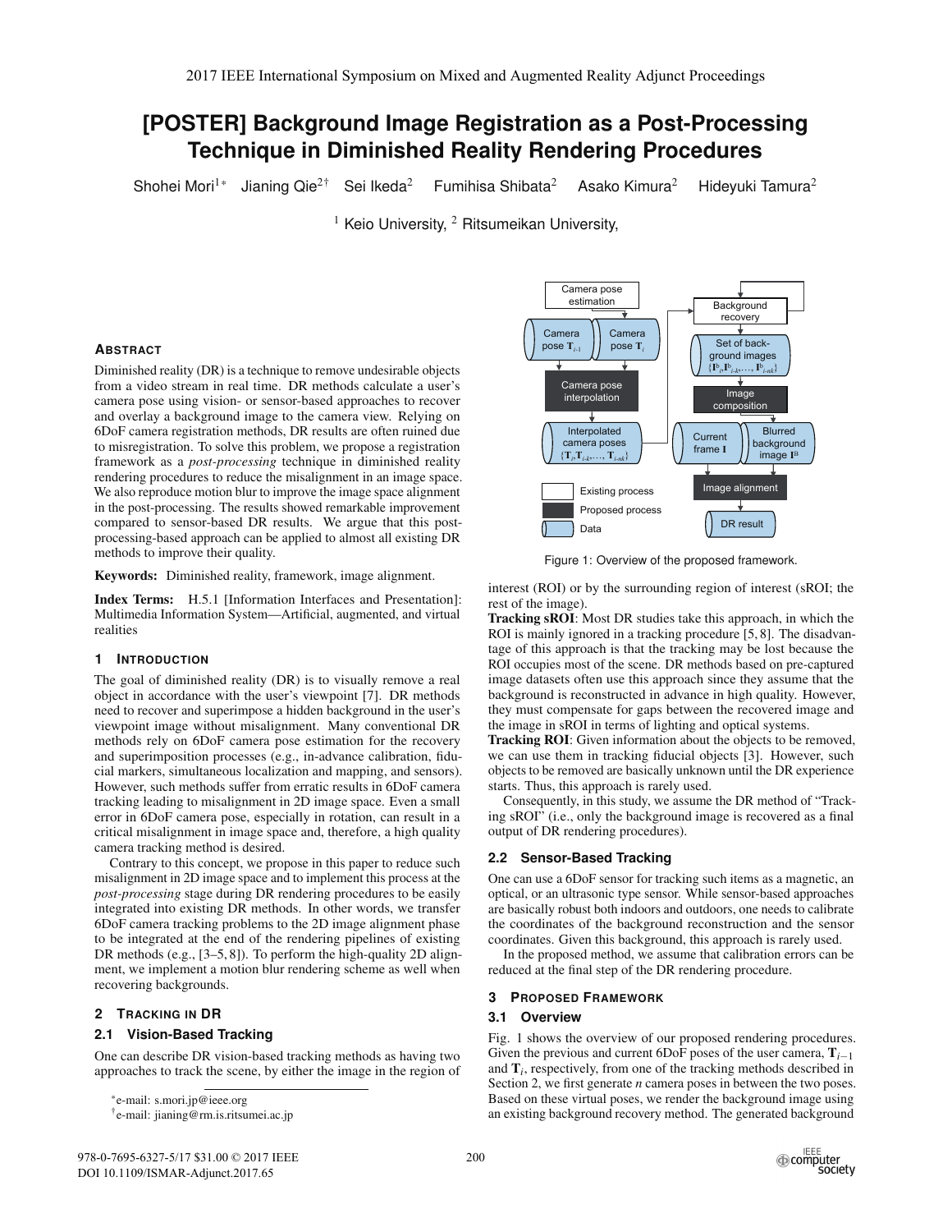# [POSTER] Background Image Registration as a Post-Processing Technique in Diminished Reality Rendering Procedures

Shohei Mori[1*] Jianing Qie[2†] Sei Ikeda[2] Fumihisa Shibata[2] Asako Kimura[2] Hideyuki Tamura[2]

[1] Keio University, [2] Ritsumeikan University,

## Abstract

Diminished reality (DR) is a technique to remove undesirable objects from a video stream in real time. DR methods calculate a user's camera pose using vision- or sensor-based approaches to recover and overlay a background image to the camera view. Relying on 6DoF camera registration methods, DR results are often ruined due to misregistration. To solve this problem, we propose a registration framework as a *post-processing* technique in diminished reality rendering procedures to reduce the misalignment in an image space. We also reproduce motion blur to improve the image space alignment in the post-processing. The results showed remarkable improvement compared to sensor-based DR results. We argue that this post-processing-based approach can be applied to almost all existing DR methods to improve their quality.

**Keywords:** Diminished reality, framework, image alignment.

**Index Terms:** H.5.1 [Information Interfaces and Presentation]: Multimedia Information System—Artificial, augmented, and virtual realities

## 1 Introduction

The goal of diminished reality (DR) is to visually remove a real object in accordance with the user's viewpoint [7]. DR methods need to recover and superimpose a hidden background in the user's viewpoint image without misalignment. Many conventional DR methods rely on 6DoF camera pose estimation for the recovery and superimposition processes (e.g., in-advance calibration, fiducial markers, simultaneous localization and mapping, and sensors). However, such methods suffer from erratic results in 6DoF camera tracking leading to misalignment in 2D image space. Even a small error in 6DoF camera pose, especially in rotation, can result in a critical misalignment in image space and, therefore, a high quality camera tracking method is desired.

Contrary to this concept, we propose in this paper to reduce such misalignment in 2D image space and to implement this process at the *post-processing* stage during DR rendering procedures to be easily integrated into existing DR methods. In other words, we transfer 6DoF camera tracking problems to the 2D image alignment phase to be integrated at the end of the rendering pipelines of existing DR methods (e.g., [3–5, 8]). To perform the high-quality 2D alignment, we implement a motion blur rendering scheme as well when recovering backgrounds.

## 2 Tracking in DR

### 2.1 Vision-Based Tracking

One can describe DR vision-based tracking methods as having two approaches to track the scene, by either the image in the region of interest (ROI) or by the surrounding region of interest (sROI; the rest of the image).

**Tracking sROI**: Most DR studies take this approach, in which the ROI is mainly ignored in a tracking procedure [5, 8]. The disadvantage of this approach is that the tracking may be lost because the ROI occupies most of the scene. DR methods based on pre-captured image datasets often use this approach since they assume that the background is reconstructed in advance in high quality. However, they must compensate for gaps between the recovered image and the image in sROI in terms of lighting and optical systems.

**Tracking ROI**: Given information about the objects to be removed, we can use them in tracking fiducial objects [3]. However, such objects to be removed are basically unknown until the DR experience starts. Thus, this approach is rarely used.

Consequently, in this study, we assume the DR method of "Tracking sROI" (i.e., only the background image is recovered as a final output of DR rendering procedures).

### 2.2 Sensor-Based Tracking

One can use a 6DoF sensor for tracking such items as a magnetic, an optical, or an ultrasonic type sensor. While sensor-based approaches are basically robust both indoors and outdoors, one needs to calibrate the coordinates of the background reconstruction and the sensor coordinates. Given this background, this approach is rarely used.

In the proposed method, we assume that calibration errors can be reduced at the final step of the DR rendering procedure.

Figure 1: Overview of the proposed framework.

## 3 Proposed Framework

### 3.1 Overview

Fig. 1 shows the overview of our proposed rendering procedures. Given the previous and current 6DoF poses of the user camera, $\mathbf{T}_{i-1}$ and $\mathbf{T}_i$, respectively, from one of the tracking methods described in Section 2, we first generate $n$ camera poses in between the two poses. Based on these virtual poses, we render the background image using an existing background recovery method. The generated background

*e-mail: s.mori.jp@ieee.org

†e-mail: jianing@rm.is.ritsumei.ac.jp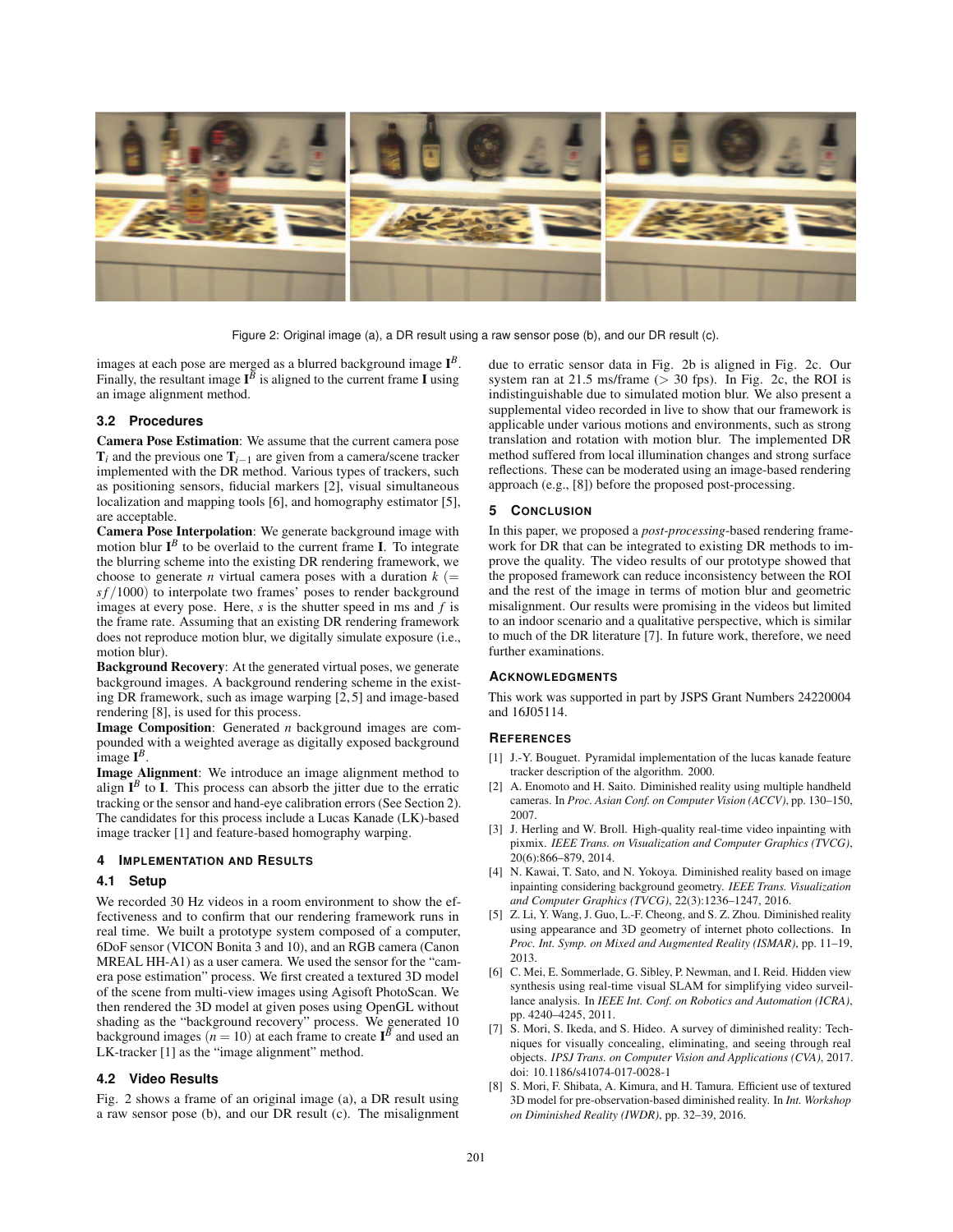Figure 2: Original image (a), a DR result using a raw sensor pose (b), and our DR result (c).

images at each pose are merged as a blurred background image $\mathbf{I}^B$. Finally, the resultant image $\mathbf{I}^B$ is aligned to the current frame $\mathbf{I}$ using an image alignment method.

### 3.2 Procedures

**Camera Pose Estimation**: We assume that the current camera pose $\mathbf{T}_i$ and the previous one $\mathbf{T}_{i-1}$ are given from a camera/scene tracker implemented with the DR method. Various types of trackers, such as positioning sensors, fiducial markers [2], visual simultaneous localization and mapping tools [6], and homography estimator [5], are acceptable.

**Camera Pose Interpolation**: We generate background image with motion blur $\mathbf{I}^B$ to be overlaid to the current frame $\mathbf{I}$. To integrate the blurring scheme into the existing DR rendering framework, we choose to generate $n$ virtual camera poses with a duration $k$ ($= sf/1000$) to interpolate two frames' poses to render background images at every pose. Here, $s$ is the shutter speed in ms and $f$ is the frame rate. Assuming that an existing DR rendering framework does not reproduce motion blur, we digitally simulate exposure (i.e., motion blur).

**Background Recovery**: At the generated virtual poses, we generate background images. A background rendering scheme in the existing DR framework, such as image warping [2, 5] and image-based rendering [8], is used for this process.

**Image Composition**: Generated $n$ background images are compounded with a weighted average as digitally exposed background image $\mathbf{I}^B$.

**Image Alignment**: We introduce an image alignment method to align $\mathbf{I}^B$ to $\mathbf{I}$. This process can absorb the jitter due to the erratic tracking or the sensor and hand-eye calibration errors (See Section 2). The candidates for this process include a Lucas Kanade (LK)-based image tracker [1] and feature-based homography warping.

## 4 Implementation and Results

### 4.1 Setup

We recorded 30 Hz videos in a room environment to show the effectiveness and to confirm that our rendering framework runs in real time. We built a prototype system composed of a computer, 6DoF sensor (VICON Bonita 3 and 10), and an RGB camera (Canon MREAL HH-A1) as a user camera. We used the sensor for the "camera pose estimation" process. We first created a textured 3D model of the scene from multi-view images using Agisoft PhotoScan. We then rendered the 3D model at given poses using OpenGL without shading as the "background recovery" process. We generated 10 background images ($n = 10$) at each frame to create $\mathbf{I}^B$ and used an LK-tracker [1] as the "image alignment" method.

### 4.2 Video Results

Fig. 2 shows a frame of an original image (a), a DR result using a raw sensor pose (b), and our DR result (c). The misalignment due to erratic sensor data in Fig. 2b is aligned in Fig. 2c. Our system ran at 21.5 ms/frame (> 30 fps). In Fig. 2c, the ROI is indistinguishable due to simulated motion blur. We also present a supplemental video recorded in live to show that our framework is applicable under various motions and environments, such as strong translation and rotation with motion blur. The implemented DR method suffered from local illumination changes and strong surface reflections. These can be moderated using an image-based rendering approach (e.g., [8]) before the proposed post-processing.

## 5 Conclusion

In this paper, we proposed a *post-processing*-based rendering framework for DR that can be integrated to existing DR methods to improve the quality. The video results of our prototype showed that the proposed framework can reduce inconsistency between the ROI and the rest of the image in terms of motion blur and geometric misalignment. Our results were promising in the videos but limited to an indoor scenario and a qualitative perspective, which is similar to much of the DR literature [7]. In future work, therefore, we need further examinations.

## Acknowledgments

This work was supported in part by JSPS Grant Numbers 24220004 and 16J05114.

## References

[1] J.-Y. Bouguet. Pyramidal implementation of the lucas kanade feature tracker description of the algorithm. 2000.

[2] A. Enomoto and H. Saito. Diminished reality using multiple handheld cameras. In *Proc. Asian Conf. on Computer Vision (ACCV)*, pp. 130–150, 2007.

[3] J. Herling and W. Broll. High-quality real-time video inpainting with pixmix. *IEEE Trans. on Visualization and Computer Graphics (TVCG)*, 20(6):866–879, 2014.

[4] N. Kawai, T. Sato, and N. Yokoya. Diminished reality based on image inpainting considering background geometry. *IEEE Trans. Visualization and Computer Graphics (TVCG)*, 22(3):1236–1247, 2016.

[5] Z. Li, Y. Wang, J. Guo, L.-F. Cheong, and S. Z. Zhou. Diminished reality using appearance and 3D geometry of internet photo collections. In *Proc. Int. Symp. on Mixed and Augmented Reality (ISMAR)*, pp. 11–19, 2013.

[6] C. Mei, E. Sommerlade, G. Sibley, P. Newman, and I. Reid. Hidden view synthesis using real-time visual SLAM for simplifying video surveillance analysis. In *IEEE Int. Conf. on Robotics and Automation (ICRA)*, pp. 4240–4245, 2011.

[7] S. Mori, S. Ikeda, and S. Hideo. A survey of diminished reality: Techniques for visually concealing, eliminating, and seeing through real objects. *IPSJ Trans. on Computer Vision and Applications (CVA)*, 2017. doi: 10.1186/s41074-017-0028-1

[8] S. Mori, F. Shibata, A. Kimura, and H. Tamura. Efficient use of textured 3D model for pre-observation-based diminished reality. In *Int. Workshop on Diminished Reality (IWDR)*, pp. 32–39, 2016.